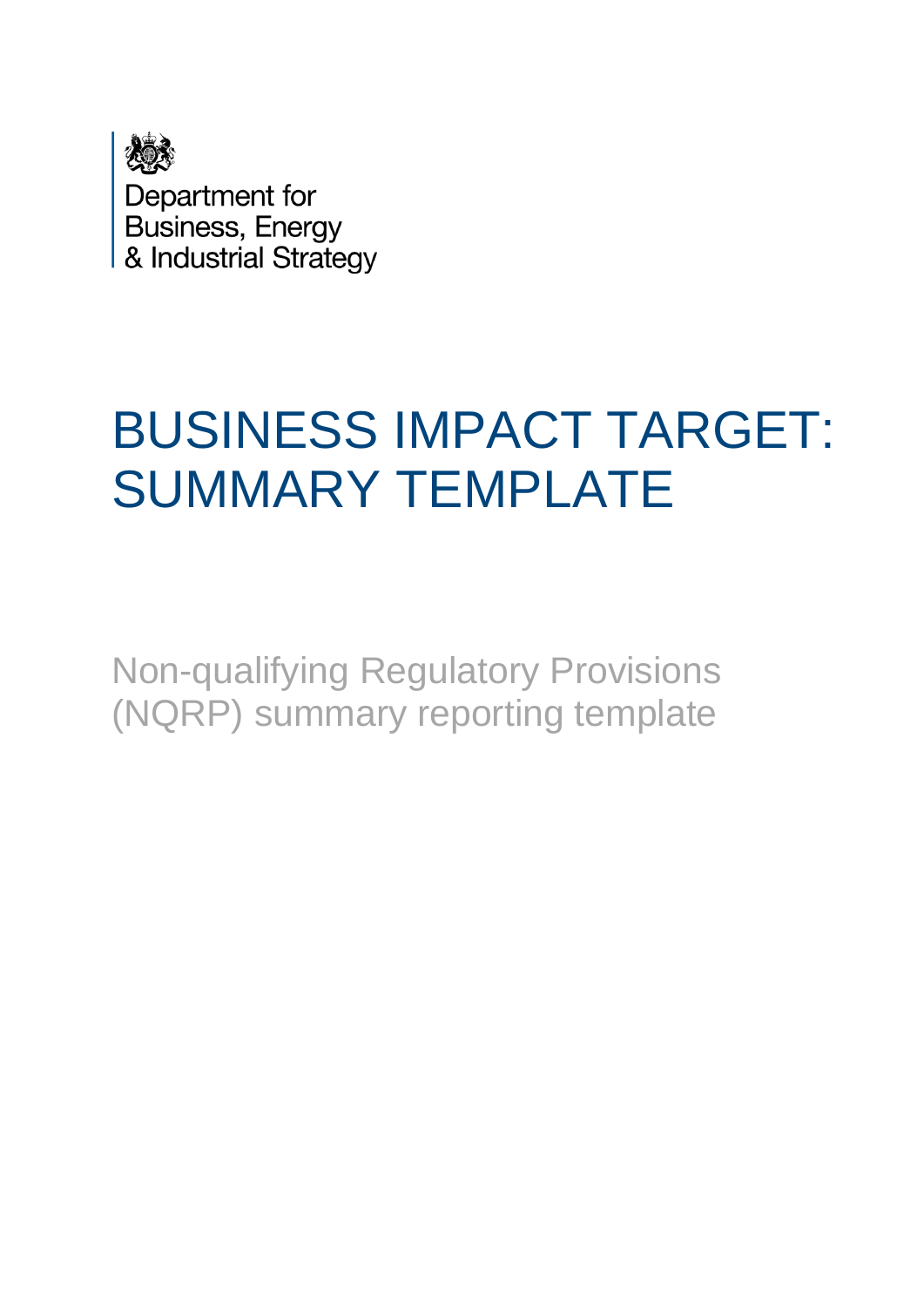Department for Business, Energy & Industrial Strategy

# BUSINESS IMPACT TARGET: SUMMARY TEMPLATE

Non-qualifying Regulatory Provisions (NQRP) summary reporting template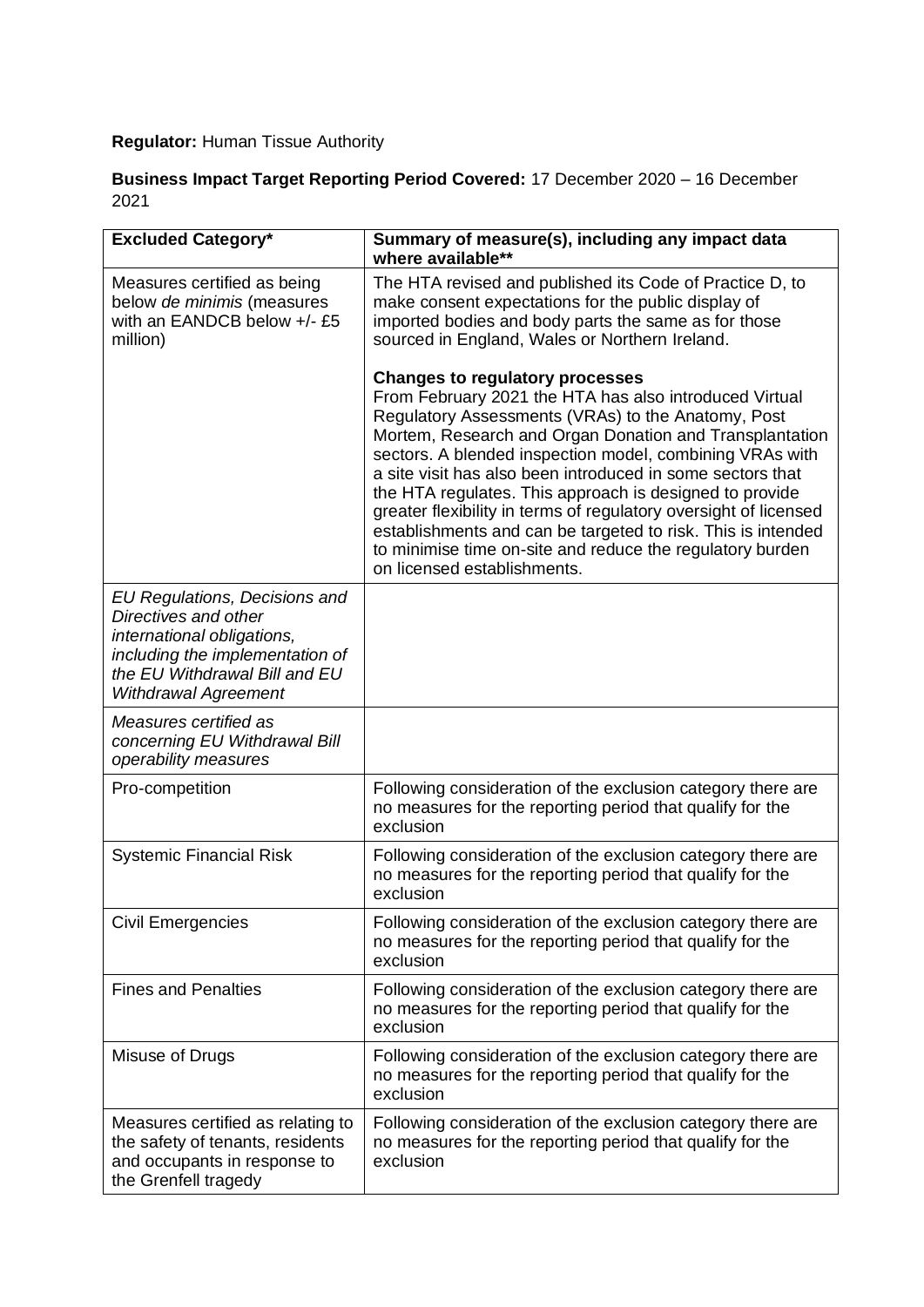**Regulator:** Human Tissue Authority

**Business Impact Target Reporting Period Covered:** 17 December 2020 – 16 December 2021

| **Excluded Category*** | **Summary of measure(s), including any impact data where available**** |
|---|---|
| Measures certified as being below *de minimis* (measures with an EANDCB below +/- £5 million) | The HTA revised and published its Code of Practice D, to make consent expectations for the public display of imported bodies and body parts the same as for those sourced in England, Wales or Northern Ireland.<br><br>**Changes to regulatory processes**<br>From February 2021 the HTA has also introduced Virtual Regulatory Assessments (VRAs) to the Anatomy, Post Mortem, Research and Organ Donation and Transplantation sectors. A blended inspection model, combining VRAs with a site visit has also been introduced in some sectors that the HTA regulates. This approach is designed to provide greater flexibility in terms of regulatory oversight of licensed establishments and can be targeted to risk. This is intended to minimise time on-site and reduce the regulatory burden on licensed establishments. |
| *EU Regulations, Decisions and Directives and other international obligations, including the implementation of the EU Withdrawal Bill and EU Withdrawal Agreement* | |
| *Measures certified as concerning EU Withdrawal Bill operability measures* | |
| Pro-competition | Following consideration of the exclusion category there are no measures for the reporting period that qualify for the exclusion |
| Systemic Financial Risk | Following consideration of the exclusion category there are no measures for the reporting period that qualify for the exclusion |
| Civil Emergencies | Following consideration of the exclusion category there are no measures for the reporting period that qualify for the exclusion |
| Fines and Penalties | Following consideration of the exclusion category there are no measures for the reporting period that qualify for the exclusion |
| Misuse of Drugs | Following consideration of the exclusion category there are no measures for the reporting period that qualify for the exclusion |
| Measures certified as relating to the safety of tenants, residents and occupants in response to the Grenfell tragedy | Following consideration of the exclusion category there are no measures for the reporting period that qualify for the exclusion |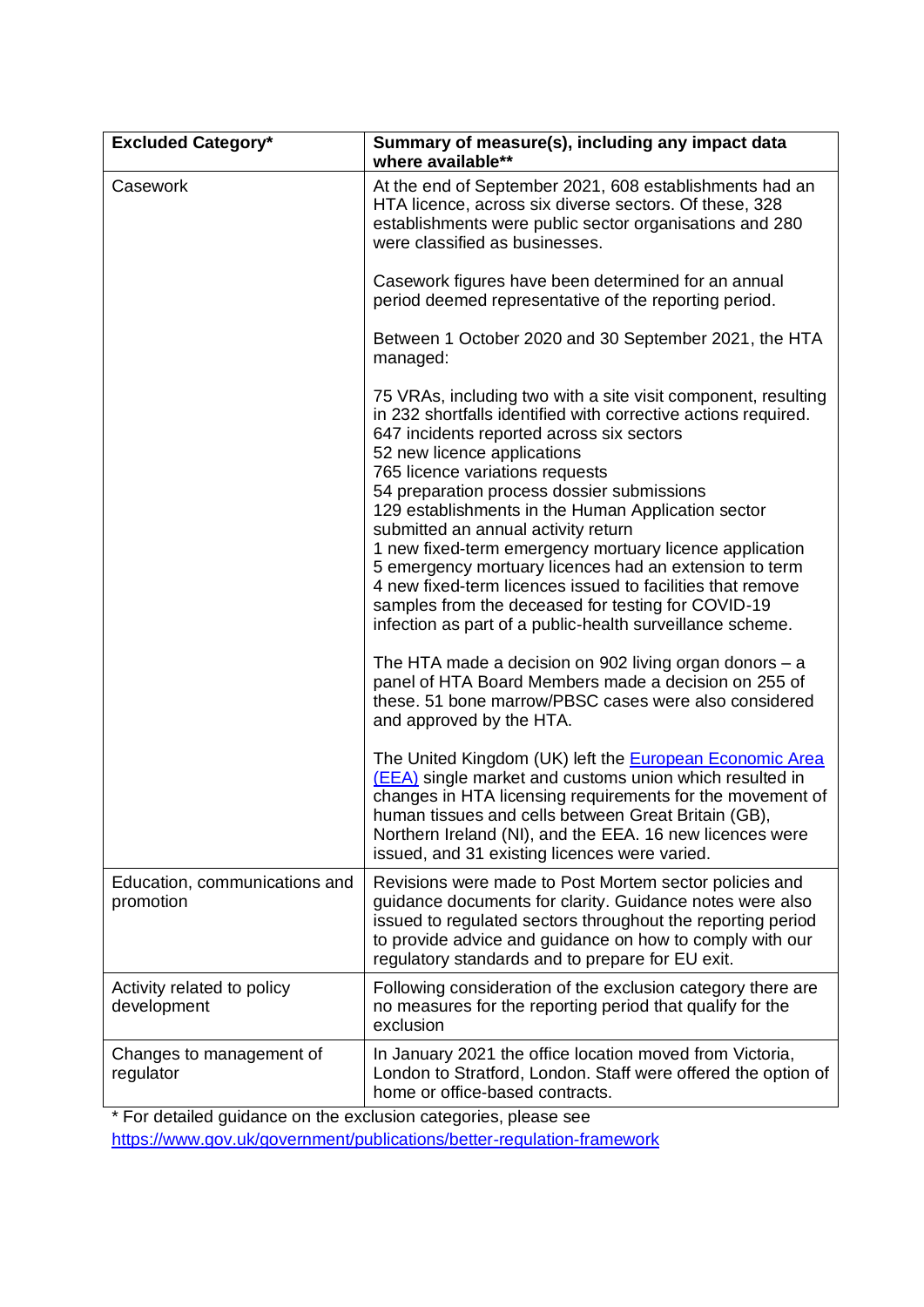| Excluded Category* | Summary of measure(s), including any impact data where available** |
| --- | --- |
| Casework | At the end of September 2021, 608 establishments had an HTA licence, across six diverse sectors. Of these, 328 establishments were public sector organisations and 280 were classified as businesses.<br><br>Casework figures have been determined for an annual period deemed representative of the reporting period.<br><br>Between 1 October 2020 and 30 September 2021, the HTA managed:<br><br>75 VRAs, including two with a site visit component, resulting in 232 shortfalls identified with corrective actions required.<br>647 incidents reported across six sectors<br>52 new licence applications<br>765 licence variations requests<br>54 preparation process dossier submissions<br>129 establishments in the Human Application sector submitted an annual activity return<br>1 new fixed-term emergency mortuary licence application<br>5 emergency mortuary licences had an extension to term<br>4 new fixed-term licences issued to facilities that remove samples from the deceased for testing for COVID-19 infection as part of a public-health surveillance scheme.<br><br>The HTA made a decision on 902 living organ donors – a panel of HTA Board Members made a decision on 255 of these. 51 bone marrow/PBSC cases were also considered and approved by the HTA.<br><br>The United Kingdom (UK) left the [European Economic Area (EEA)](European Economic Area (EEA)) single market and customs union which resulted in changes in HTA licensing requirements for the movement of human tissues and cells between Great Britain (GB), Northern Ireland (NI), and the EEA. 16 new licences were issued, and 31 existing licences were varied. |
| Education, communications and promotion | Revisions were made to Post Mortem sector policies and guidance documents for clarity. Guidance notes were also issued to regulated sectors throughout the reporting period to provide advice and guidance on how to comply with our regulatory standards and to prepare for EU exit. |
| Activity related to policy development | Following consideration of the exclusion category there are no measures for the reporting period that qualify for the exclusion |
| Changes to management of regulator | In January 2021 the office location moved from Victoria, London to Stratford, London. Staff were offered the option of home or office-based contracts. |

* For detailed guidance on the exclusion categories, please see https://www.gov.uk/government/publications/better-regulation-framework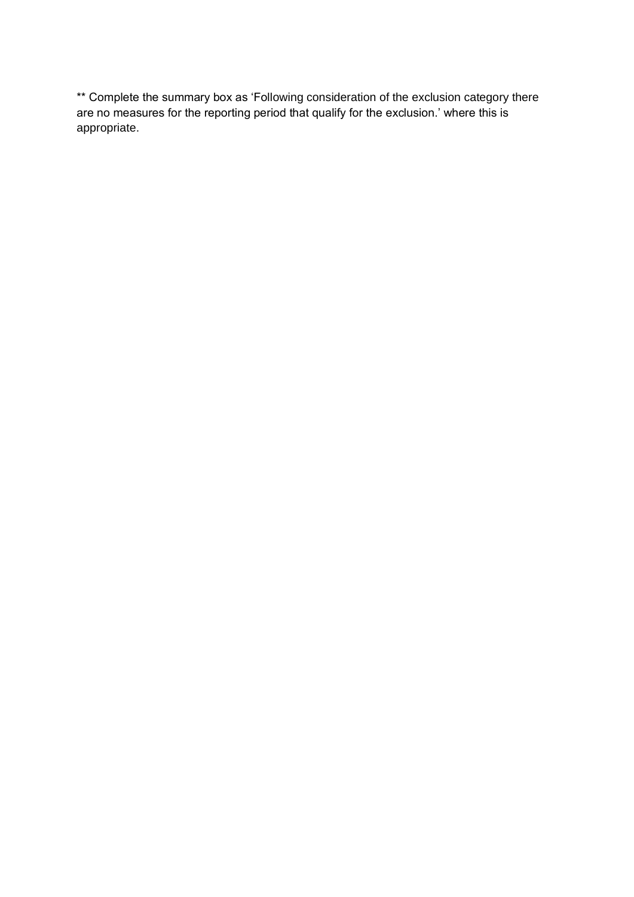** Complete the summary box as 'Following consideration of the exclusion category there are no measures for the reporting period that qualify for the exclusion.' where this is appropriate.